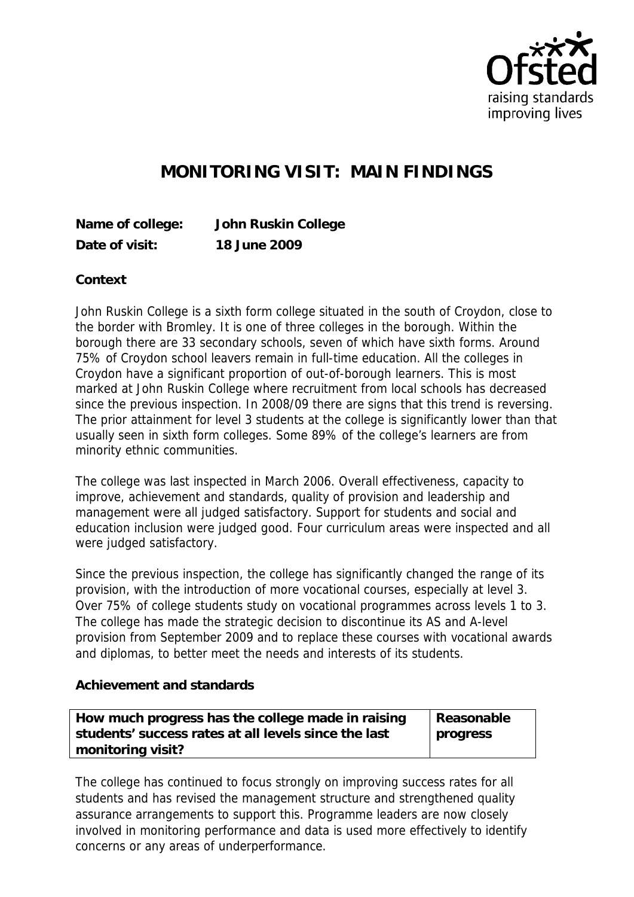# MONITORING VISIT: MAIN FINDINGS

**Name of college:** **John Ruskin College**
**Date of visit:** **18 June 2009**

**Context**

John Ruskin College is a sixth form college situated in the south of Croydon, close to the border with Bromley. It is one of three colleges in the borough. Within the borough there are 33 secondary schools, seven of which have sixth forms. Around 75% of Croydon school leavers remain in full-time education. All the colleges in Croydon have a significant proportion of out-of-borough learners. This is most marked at John Ruskin College where recruitment from local schools has decreased since the previous inspection. In 2008/09 there are signs that this trend is reversing. The prior attainment for level 3 students at the college is significantly lower than that usually seen in sixth form colleges. Some 89% of the college's learners are from minority ethnic communities.

The college was last inspected in March 2006. Overall effectiveness, capacity to improve, achievement and standards, quality of provision and leadership and management were all judged satisfactory. Support for students and social and education inclusion were judged good. Four curriculum areas were inspected and all were judged satisfactory.

Since the previous inspection, the college has significantly changed the range of its provision, with the introduction of more vocational courses, especially at level 3. Over 75% of college students study on vocational programmes across levels 1 to 3. The college has made the strategic decision to discontinue its AS and A-level provision from September 2009 and to replace these courses with vocational awards and diplomas, to better meet the needs and interests of its students.

**Achievement and standards**

| How much progress has the college made in raising students' success rates at all levels since the last monitoring visit? | Reasonable progress |
|---|---|

The college has continued to focus strongly on improving success rates for all students and has revised the management structure and strengthened quality assurance arrangements to support this. Programme leaders are now closely involved in monitoring performance and data is used more effectively to identify concerns or any areas of underperformance.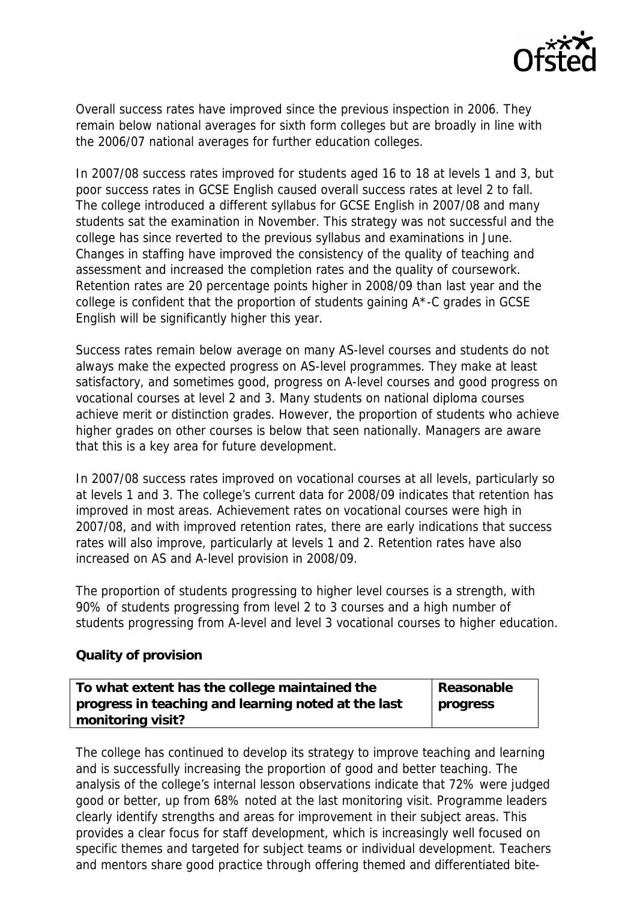Overall success rates have improved since the previous inspection in 2006. They remain below national averages for sixth form colleges but are broadly in line with the 2006/07 national averages for further education colleges.

In 2007/08 success rates improved for students aged 16 to 18 at levels 1 and 3, but poor success rates in GCSE English caused overall success rates at level 2 to fall. The college introduced a different syllabus for GCSE English in 2007/08 and many students sat the examination in November. This strategy was not successful and the college has since reverted to the previous syllabus and examinations in June. Changes in staffing have improved the consistency of the quality of teaching and assessment and increased the completion rates and the quality of coursework. Retention rates are 20 percentage points higher in 2008/09 than last year and the college is confident that the proportion of students gaining A*-C grades in GCSE English will be significantly higher this year.

Success rates remain below average on many AS-level courses and students do not always make the expected progress on AS-level programmes. They make at least satisfactory, and sometimes good, progress on A-level courses and good progress on vocational courses at level 2 and 3. Many students on national diploma courses achieve merit or distinction grades. However, the proportion of students who achieve higher grades on other courses is below that seen nationally. Managers are aware that this is a key area for future development.

In 2007/08 success rates improved on vocational courses at all levels, particularly so at levels 1 and 3. The college's current data for 2008/09 indicates that retention has improved in most areas. Achievement rates on vocational courses were high in 2007/08, and with improved retention rates, there are early indications that success rates will also improve, particularly at levels 1 and 2. Retention rates have also increased on AS and A-level provision in 2008/09.

The proportion of students progressing to higher level courses is a strength, with 90% of students progressing from level 2 to 3 courses and a high number of students progressing from A-level and level 3 vocational courses to higher education.

**Quality of provision**

| To what extent has the college maintained the progress in teaching and learning noted at the last monitoring visit? | Reasonable progress |
|---|---|

The college has continued to develop its strategy to improve teaching and learning and is successfully increasing the proportion of good and better teaching. The analysis of the college's internal lesson observations indicate that 72% were judged good or better, up from 68% noted at the last monitoring visit. Programme leaders clearly identify strengths and areas for improvement in their subject areas. This provides a clear focus for staff development, which is increasingly well focused on specific themes and targeted for subject teams or individual development. Teachers and mentors share good practice through offering themed and differentiated bite-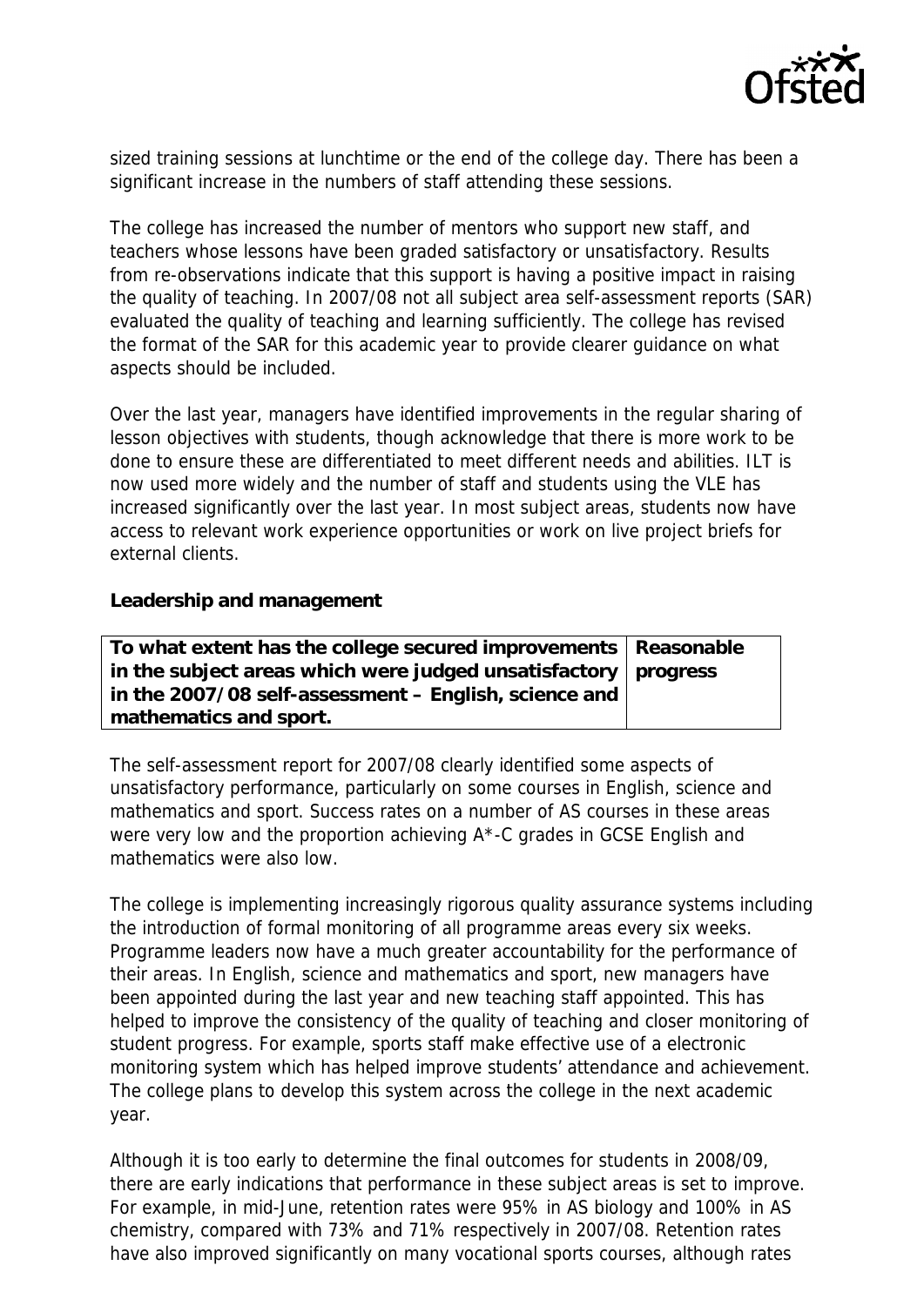sized training sessions at lunchtime or the end of the college day. There has been a significant increase in the numbers of staff attending these sessions.

The college has increased the number of mentors who support new staff, and teachers whose lessons have been graded satisfactory or unsatisfactory. Results from re-observations indicate that this support is having a positive impact in raising the quality of teaching. In 2007/08 not all subject area self-assessment reports (SAR) evaluated the quality of teaching and learning sufficiently. The college has revised the format of the SAR for this academic year to provide clearer guidance on what aspects should be included.

Over the last year, managers have identified improvements in the regular sharing of lesson objectives with students, though acknowledge that there is more work to be done to ensure these are differentiated to meet different needs and abilities. ILT is now used more widely and the number of staff and students using the VLE has increased significantly over the last year. In most subject areas, students now have access to relevant work experience opportunities or work on live project briefs for external clients.

**Leadership and management**

| **To what extent has the college secured improvements in the subject areas which were judged unsatisfactory in the 2007/08 self-assessment – English, science and mathematics and sport.** | **Reasonable progress** |
|---|---|

The self-assessment report for 2007/08 clearly identified some aspects of unsatisfactory performance, particularly on some courses in English, science and mathematics and sport. Success rates on a number of AS courses in these areas were very low and the proportion achieving A*-C grades in GCSE English and mathematics were also low.

The college is implementing increasingly rigorous quality assurance systems including the introduction of formal monitoring of all programme areas every six weeks. Programme leaders now have a much greater accountability for the performance of their areas. In English, science and mathematics and sport, new managers have been appointed during the last year and new teaching staff appointed. This has helped to improve the consistency of the quality of teaching and closer monitoring of student progress. For example, sports staff make effective use of a electronic monitoring system which has helped improve students' attendance and achievement. The college plans to develop this system across the college in the next academic year.

Although it is too early to determine the final outcomes for students in 2008/09, there are early indications that performance in these subject areas is set to improve. For example, in mid-June, retention rates were 95% in AS biology and 100% in AS chemistry, compared with 73% and 71% respectively in 2007/08. Retention rates have also improved significantly on many vocational sports courses, although rates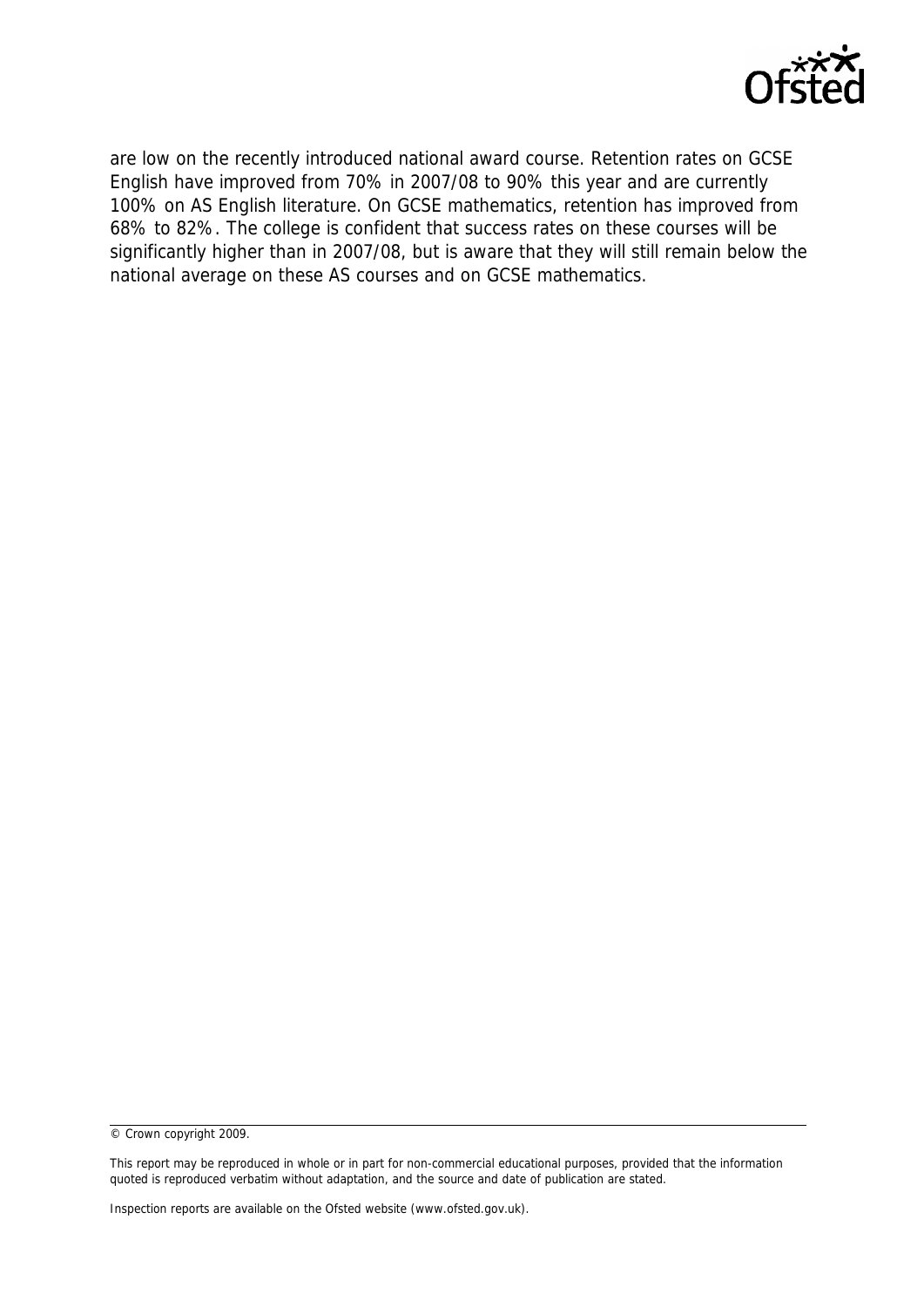are low on the recently introduced national award course. Retention rates on GCSE English have improved from 70% in 2007/08 to 90% this year and are currently 100% on AS English literature. On GCSE mathematics, retention has improved from 68% to 82%. The college is confident that success rates on these courses will be significantly higher than in 2007/08, but is aware that they will still remain below the national average on these AS courses and on GCSE mathematics.

© Crown copyright 2009.

This report may be reproduced in whole or in part for non-commercial educational purposes, provided that the information quoted is reproduced verbatim without adaptation, and the source and date of publication are stated.

Inspection reports are available on the Ofsted website (www.ofsted.gov.uk).